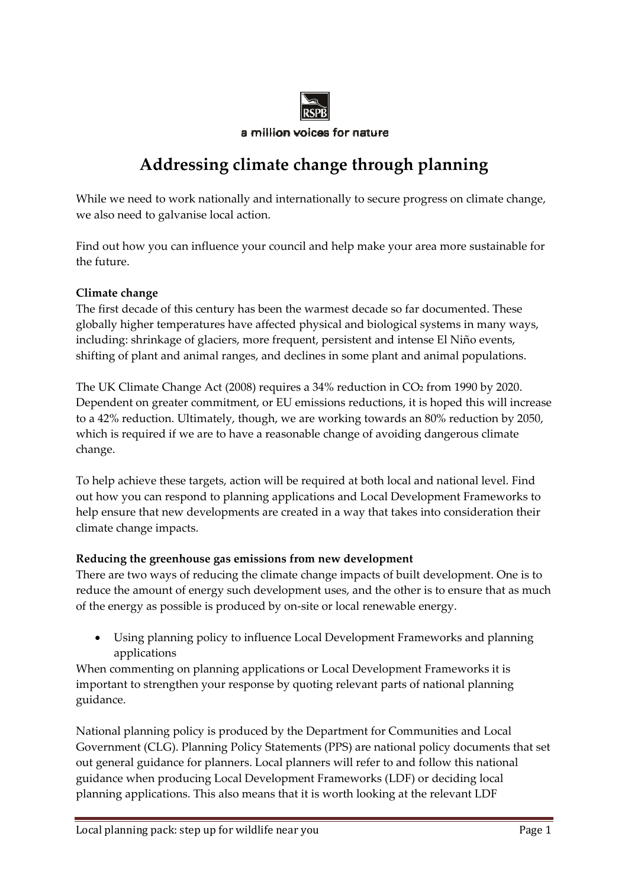a million voices for nature

# Addressing climate change through planning

While we need to work nationally and internationally to secure progress on climate change, we also need to galvanise local action.

Find out how you can influence your council and help make your area more sustainable for the future.

**Climate change**

The first decade of this century has been the warmest decade so far documented. These globally higher temperatures have affected physical and biological systems in many ways, including: shrinkage of glaciers, more frequent, persistent and intense El Niño events, shifting of plant and animal ranges, and declines in some plant and animal populations.

The UK Climate Change Act (2008) requires a 34% reduction in $CO_2$ from 1990 by 2020. Dependent on greater commitment, or EU emissions reductions, it is hoped this will increase to a 42% reduction. Ultimately, though, we are working towards an 80% reduction by 2050, which is required if we are to have a reasonable change of avoiding dangerous climate change.

To help achieve these targets, action will be required at both local and national level. Find out how you can respond to planning applications and Local Development Frameworks to help ensure that new developments are created in a way that takes into consideration their climate change impacts.

**Reducing the greenhouse gas emissions from new development**

There are two ways of reducing the climate change impacts of built development. One is to reduce the amount of energy such development uses, and the other is to ensure that as much of the energy as possible is produced by on-site or local renewable energy.

- Using planning policy to influence Local Development Frameworks and planning applications

When commenting on planning applications or Local Development Frameworks it is important to strengthen your response by quoting relevant parts of national planning guidance.

National planning policy is produced by the Department for Communities and Local Government (CLG). Planning Policy Statements (PPS) are national policy documents that set out general guidance for planners. Local planners will refer to and follow this national guidance when producing Local Development Frameworks (LDF) or deciding local planning applications. This also means that it is worth looking at the relevant LDF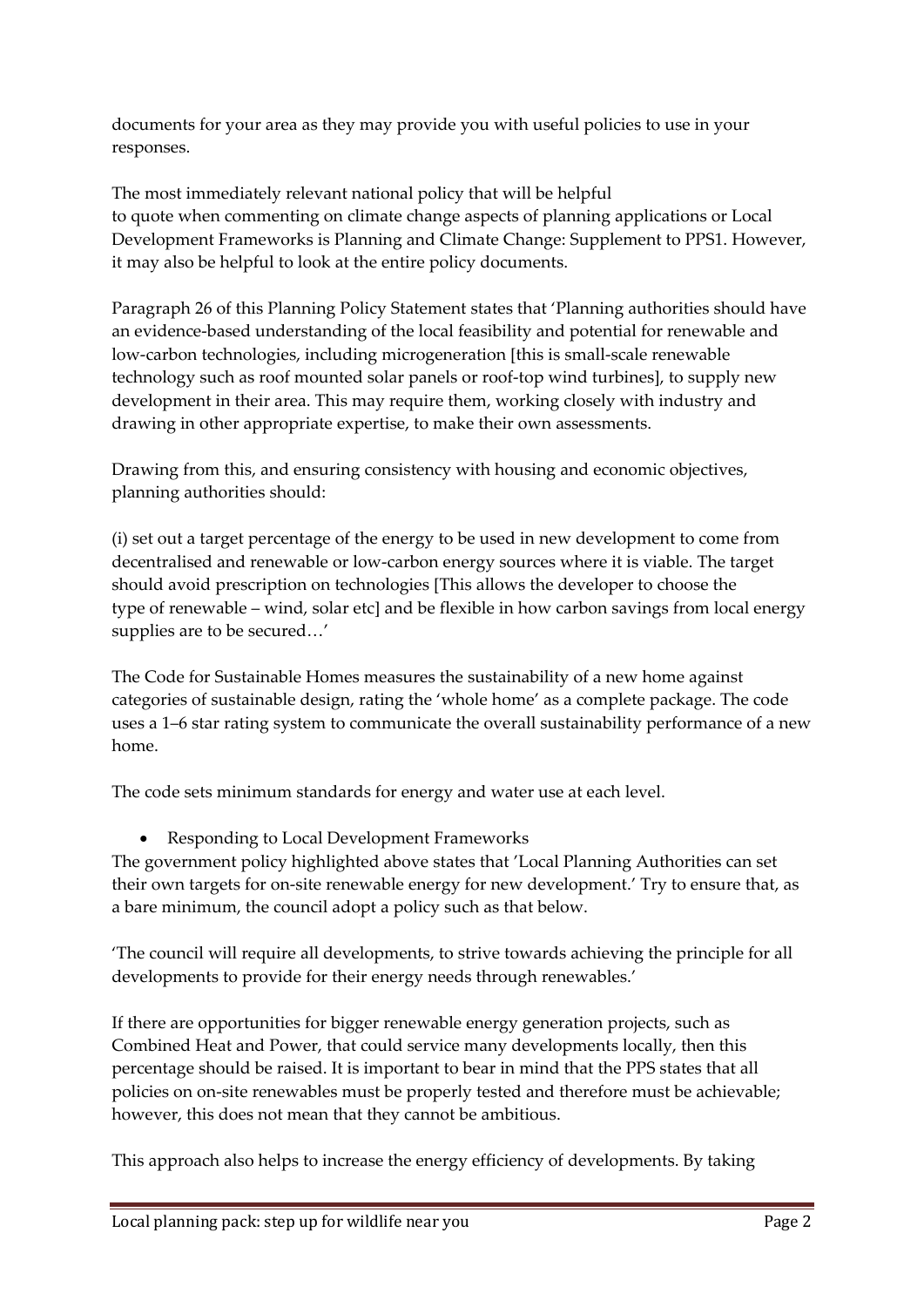documents for your area as they may provide you with useful policies to use in your responses.

The most immediately relevant national policy that will be helpful to quote when commenting on climate change aspects of planning applications or Local Development Frameworks is Planning and Climate Change: Supplement to PPS1. However, it may also be helpful to look at the entire policy documents.

Paragraph 26 of this Planning Policy Statement states that 'Planning authorities should have an evidence-based understanding of the local feasibility and potential for renewable and low-carbon technologies, including microgeneration [this is small-scale renewable technology such as roof mounted solar panels or roof-top wind turbines], to supply new development in their area. This may require them, working closely with industry and drawing in other appropriate expertise, to make their own assessments.

Drawing from this, and ensuring consistency with housing and economic objectives, planning authorities should:

(i) set out a target percentage of the energy to be used in new development to come from decentralised and renewable or low-carbon energy sources where it is viable. The target should avoid prescription on technologies [This allows the developer to choose the type of renewable – wind, solar etc] and be flexible in how carbon savings from local energy supplies are to be secured…'

The Code for Sustainable Homes measures the sustainability of a new home against categories of sustainable design, rating the 'whole home' as a complete package. The code uses a 1–6 star rating system to communicate the overall sustainability performance of a new home.

The code sets minimum standards for energy and water use at each level.

- Responding to Local Development Frameworks

The government policy highlighted above states that 'Local Planning Authorities can set their own targets for on-site renewable energy for new development.' Try to ensure that, as a bare minimum, the council adopt a policy such as that below.

'The council will require all developments, to strive towards achieving the principle for all developments to provide for their energy needs through renewables.'

If there are opportunities for bigger renewable energy generation projects, such as Combined Heat and Power, that could service many developments locally, then this percentage should be raised. It is important to bear in mind that the PPS states that all policies on on-site renewables must be properly tested and therefore must be achievable; however, this does not mean that they cannot be ambitious.

This approach also helps to increase the energy efficiency of developments. By taking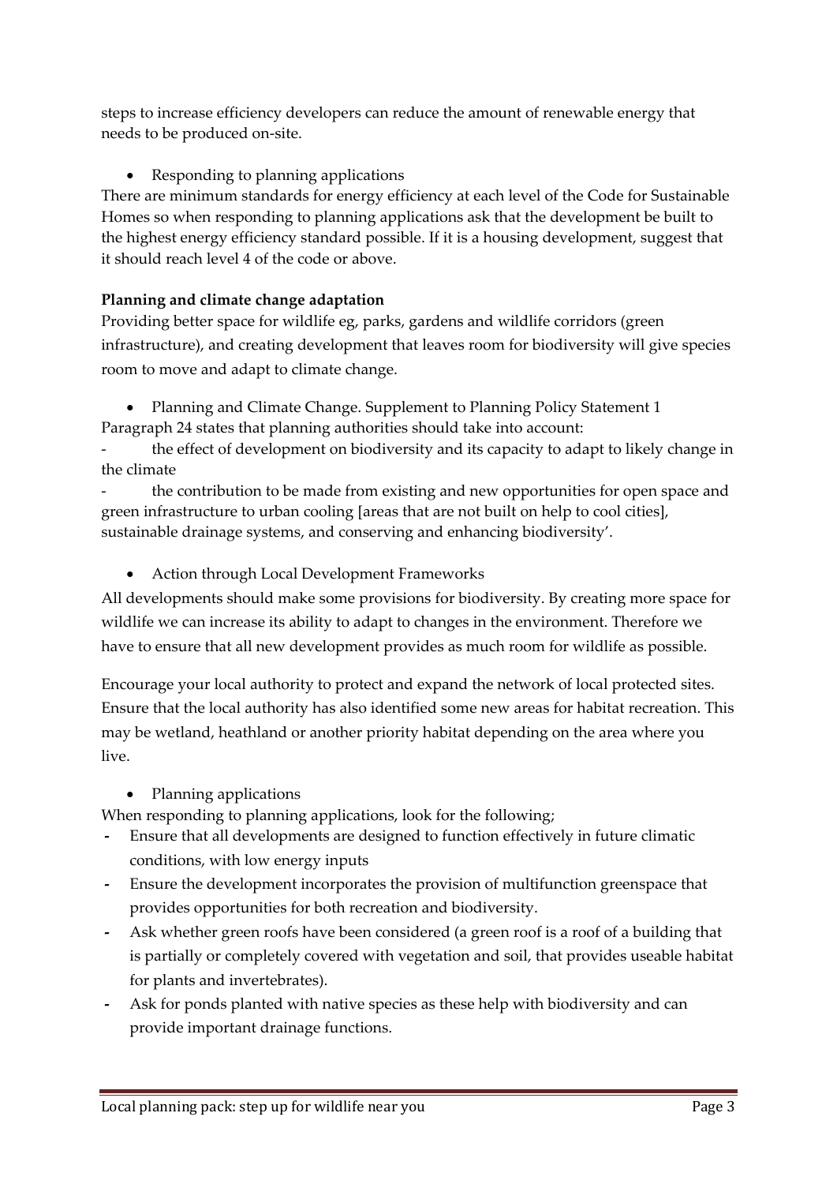steps to increase efficiency developers can reduce the amount of renewable energy that needs to be produced on-site.

- Responding to planning applications

There are minimum standards for energy efficiency at each level of the Code for Sustainable Homes so when responding to planning applications ask that the development be built to the highest energy efficiency standard possible. If it is a housing development, suggest that it should reach level 4 of the code or above.

**Planning and climate change adaptation**

Providing better space for wildlife eg, parks, gardens and wildlife corridors (green infrastructure), and creating development that leaves room for biodiversity will give species room to move and adapt to climate change.

- Planning and Climate Change. Supplement to Planning Policy Statement 1

Paragraph 24 states that planning authorities should take into account:

- the effect of development on biodiversity and its capacity to adapt to likely change in the climate
- the contribution to be made from existing and new opportunities for open space and green infrastructure to urban cooling [areas that are not built on help to cool cities], sustainable drainage systems, and conserving and enhancing biodiversity'.

- Action through Local Development Frameworks

All developments should make some provisions for biodiversity. By creating more space for wildlife we can increase its ability to adapt to changes in the environment. Therefore we have to ensure that all new development provides as much room for wildlife as possible.

Encourage your local authority to protect and expand the network of local protected sites. Ensure that the local authority has also identified some new areas for habitat recreation. This may be wetland, heathland or another priority habitat depending on the area where you live.

- Planning applications

When responding to planning applications, look for the following;

- Ensure that all developments are designed to function effectively in future climatic conditions, with low energy inputs
- Ensure the development incorporates the provision of multifunction greenspace that provides opportunities for both recreation and biodiversity.
- Ask whether green roofs have been considered (a green roof is a roof of a building that is partially or completely covered with vegetation and soil, that provides useable habitat for plants and invertebrates).
- Ask for ponds planted with native species as these help with biodiversity and can provide important drainage functions.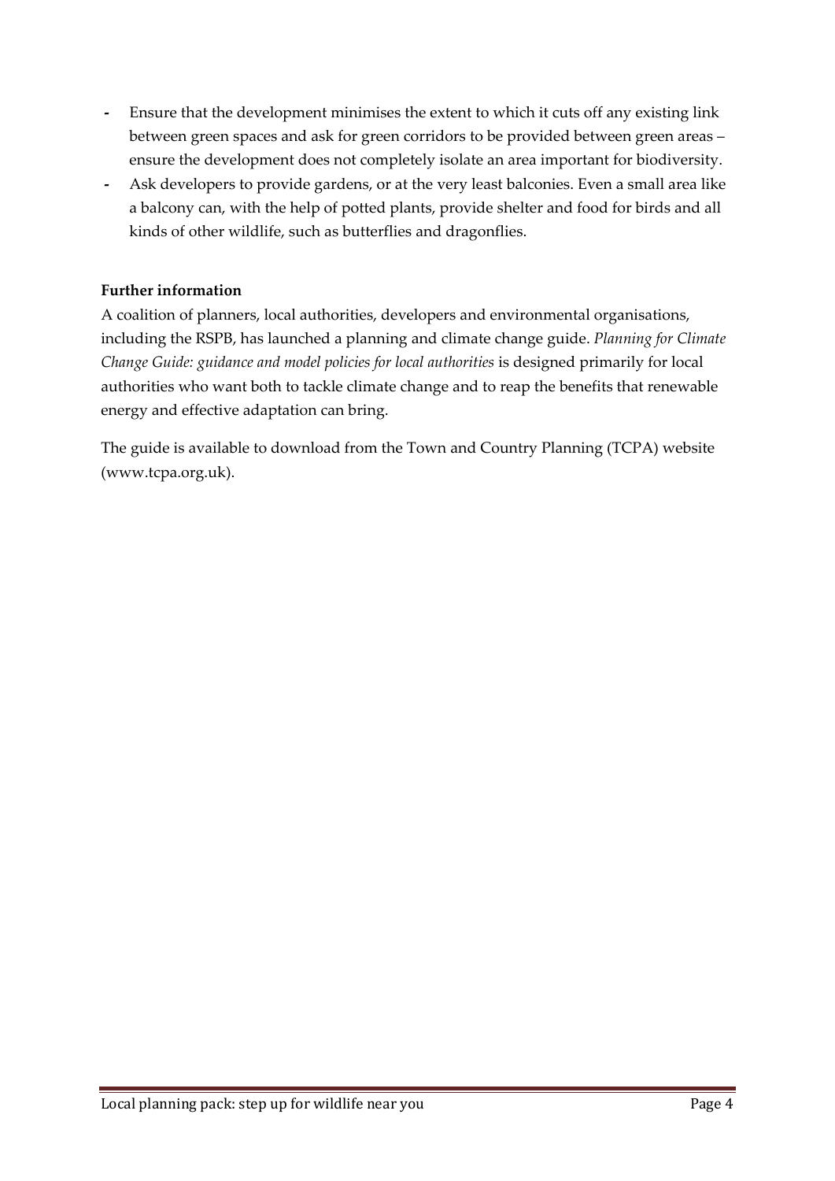- Ensure that the development minimises the extent to which it cuts off any existing link between green spaces and ask for green corridors to be provided between green areas – ensure the development does not completely isolate an area important for biodiversity.
- Ask developers to provide gardens, or at the very least balconies. Even a small area like a balcony can, with the help of potted plants, provide shelter and food for birds and all kinds of other wildlife, such as butterflies and dragonflies.

**Further information**

A coalition of planners, local authorities, developers and environmental organisations, including the RSPB, has launched a planning and climate change guide. *Planning for Climate Change Guide: guidance and model policies for local authorities* is designed primarily for local authorities who want both to tackle climate change and to reap the benefits that renewable energy and effective adaptation can bring.

The guide is available to download from the Town and Country Planning (TCPA) website (www.tcpa.org.uk).